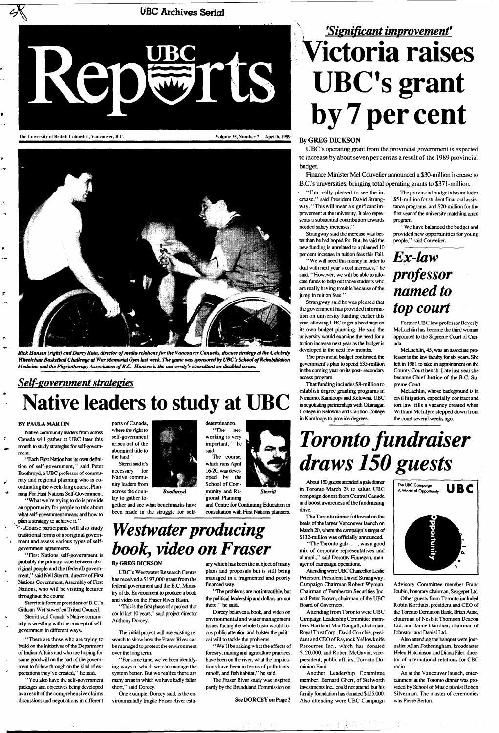UBC Archives Serial

# UBC Reports

The University of British Columbia, Vancouver, B.C. Volume 35, Number 7 April 6, 1989

*Rick Hansen (right) and Darcy Rota, director of media relations for the Vancouver Canucks, discuss strategy at the Celebrity Wheelchair Basketball Challenge at War Memorial Gym last week. The game was sponsored by UBC's School of Rehabilitation Medicine and the Physiotherapy Association of B.C. Hansen is the university's consultant on disabled issues.*

## *Self-government strategies*

# Native leaders to study at UBC

**BY PAULA MARTIN**

Native community leaders from across Canada will gather at UBC later this month to study strategies for self-government.

"Each First Nation has its own definition of self-government," said Peter Boothroyd, a UBC professor of community and regional planning who is co-ordinating the week-long course, Planning For First Nations Self-Government.

"What we're trying to do is provide an opportunity for people to talk about what self-government means and how to plan a strategy to achieve it."

Course participants will also study traditional forms of aboriginal government and assess various types of self-government agreements.

"First Nations self-government is probably the primary issue between aboriginal people and the (federal) government," said Neil Sterritt, director of First Nations Government, Assembly of First Nations, who will be visiting lecturer throughout the course.

Sterritt is former president of B.C.'s Gitksan-Wet'suwet'en Tribal Council.

Sterritt said Canada's Native community is wrestling with the concept of self-government in different ways.

"There are those who are trying to build on the initiatives of the Department of Indian Affairs and who are hoping for some goodwill on the part of the government to follow through on the kind of expectations they've created," he said.

"You also have the self-government packages and objectives being developed as a result of the comprehensive claims discussions and negotiations in different parts of Canada, where the right to self-government arises out of the aboriginal title to the land."

Sterritt said it's necessary for Native community leaders from across the country to gather and see what benchmarks have been made in the struggle for self-determination.

Boothroyd

"The networking is very important," he said.

The course, which runs April 16-20, was developed by the School of Community and Regional Planning and Centre for Continuing Education in consultation with First Nations planners.

Sterritt

## *'Significant improvement'*

# Victoria raises UBC's grant by 7 per cent

**By GREG DICKSON**

UBC's operating grant from the provincial government is expected to increase by about seven per cent as a result of the 1989 provincial budget.

Finance Minister Mel Couvelier announced a $30-million increase to B.C.'s universities, bringing total operating grants to $371-million.

"I'm really pleased to see the increase," said President David Strangway. "This will mean a significant improvement at the university. It also represents a substantial contribution towards needed salary increases."

Strangway said the increase was better than he had hoped for. But, he said the new funding is unrelated to a planned 10 per cent increase in tuition fees this Fall.

"We will need this money in order to deal with next year's cost increases," he said. "However, we will be able to allocate funds to help out those students who are really having trouble because of the jump in tuition fees."

Strangway said he was pleased that the government has provided information on university funding earlier this year, allowing UBC to get a head start on its own budget planning. He said the university would examine the need for a tuition increase next year as the budget is developed in the next few months.

The provincial budget confirmed the government's plan to spend $35-million in the coming year on its post-secondary access program.

That funding includes $8-million to establish degree granting programs in Nanaimo, Kamloops and Kelowna. UBC is negotiating partnerships with Okanagan College in Kelowna and Cariboo College in Kamloops to provide degrees.

The provincial budget also includes $51-million for student financial assistance programs, and $20-million for the first year of the university matching grant program.

"We have balanced the budget and provided new opportunities for young people," said Couvelier.

# *Ex-law professor named to top court*

Former UBC law professor Beverly McLachlin has become the third woman appointed to the Supreme Court of Canada.

McLachlin, 45, was an associate professor in the law faculty for six years. She left in 1981 to take an appointment on the County Court bench. Late last year she became Chief Justice of the B.C. Supreme Court.

McLachlin, whose background is in civil litigation, especially contract and tort law, fills a vacancy created when William McIntyre stepped down from the court several weeks ago.

# *Westwater producing book, video on Fraser*

**By GREG DICKSON**

UBC's Westwater Research Centre has received a $197,000 grant from the federal government and the B.C. Ministry of the Environment to produce a book and video on the Fraser River Basin.

"This is the first phase of a project that could last 10 years," said project director Anthony Dorcey.

The initial project will use existing research to show how the Fraser River can be managed to protect the environment over the long term.

"For some time, we've been identifying ways in which we can manage the system better. But we realize there are many areas in which we have badly fallen short," said Dorcey.

One example, Dorcey said, is the environmentally fragile Fraser River estuary which has been the subject of many plans and proposals but is still being managed in a fragmented and poorly financed way.

"The problems are not intractible, but the political leadership and dollars are not there," he said.

Dorcey believes a book, and video on environmental and water management issues facing the whole basin would focus public attention and bolster the political will to tackle the problems.

"We'll be asking what the effects of forestry, mining and agriculture practices have been on the river, what the implications have been in terms of pollutants, runoff, and fish habitat," he said.

The Fraser River study was inspired partly by the Brundtland Commission on

See DORCEY on Page 2

# *Toronto fundraiser draws 150 guests*

About 150 guests attended a gala dinner in Toronto March 28 to salute UBC campaign donors from Central Canada and boost awareness of the fundraising drive.

The Toronto dinner followed on the heels of the larger Vancouver launch on March 20, where the campaign's target of $132-million was officially announced.

"The Toronto gala . . . was a good mix of corporate representatives and alumni.," said Dorothy Finnegan, manager of campaign operations.

Attending were UBC Chancellor Leslie Peterson, President David Strangway, Campaign Chairman Robert Wyman, Chairman of Pemberton Securities Inc. and Peter Brown, chairman of the UBC Board of Governors.

Attending from Toronto were UBC Campaign Leadership Committee members Hartland MacDougall, chairman, Royal Trust Corp., David Crombie, president and CEO of Rayrock Yellowknife Resources Inc., which has donated $120,000, and Robert McGavin, vice-president, public affairs, Toronto Dominion Bank.

Another Leadership Committee member, Bernard Ghert, of Stelworth Investments Inc., could not attend, but his family foundation has donated $125,000. Also attending were UBC Campaign Advisory Committee member Franc Joubin, honorary chairman, Seogepet Ltd.

The UBC Campaign A World of Opportunity UBC

Other guests from Toronto included Robin Korthals, president and CEO of the Toronto Dominion Bank, Brian Aune, chairman of Nesbitt Thomson Deacon Ltd. and Jamie Gairdner, chairman of Johnston and Daniel Ltd.

Also attending the banquet were journalist Allan Fotheringham, broadcaster Helen Hutchinson and Diana Filer, director of international relations for CBC radio.

As at the Vancouver launch, entertainment at the Toronto dinner was provided by School of Music pianist Robert Silverman. The master of ceremonies was Pierre Berton.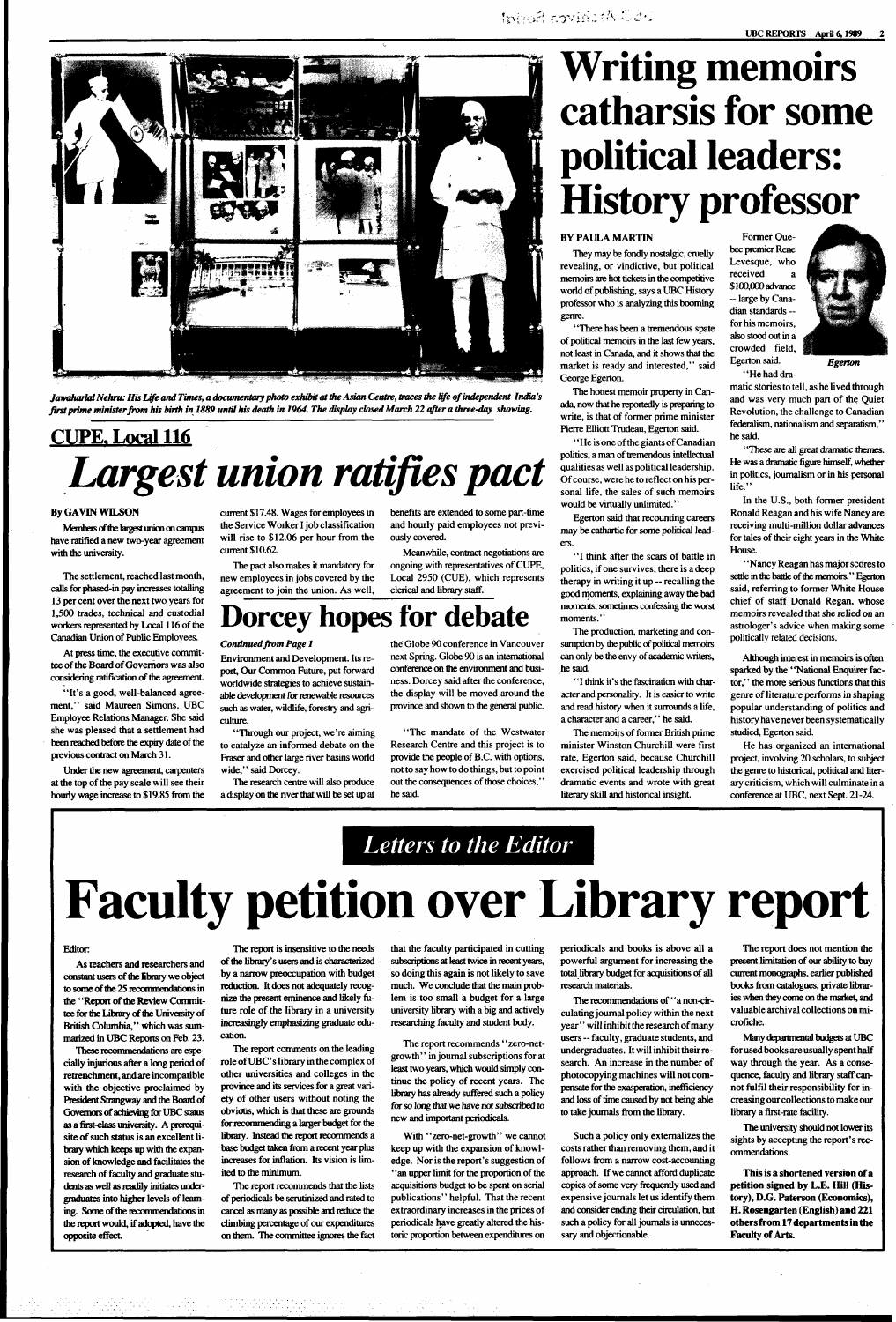*Jawaharlal Nehru: His Life and Times, a documentary photo exhibit at the Asian Centre, traces the life of independent India's first prime minister from his birth in 1889 until his death in 1964. The display closed March 22 after a three-day showing.*

# Writing memoirs catharsis for some political leaders: History professor

**BY PAULA MARTIN**

They may be fondly nostalgic, cruelly revealing, or vindictive, but political memoirs are hot tickets in the competitive world of publishing, says a UBC History professor who is analyzing this booming genre.

"There has been a tremendous spate of political memoirs in the last few years, not least in Canada, and it shows that the market is ready and interested," said George Egerton.

The hottest memoir property in Canada, now that he reportedly is preparing to write, is that of former prime minister Pierre Elliott Trudeau, Egerton said.

"He is one of the giants of Canadian politics, a man of tremendous intellectual qualities as well as political leadership. Of course, were he to reflect on his personal life, the sales of such memoirs would be virtually unlimited."

Egerton said that recounting careers may be cathartic for some political leaders.

"I think after the scars of battle in politics, if one survives, there is a deep therapy in writing it up -- recalling the good moments, explaining away the bad moments, sometimes confessing the worst moments."

The production, marketing and consumption by the public of political memoirs can only be the envy of academic writers, he said.

"I think it's the fascination with character and personality. It is easier to write and read history when it surrounds a life, a character and a career," he said.

The memoirs of former British prime minister Winston Churchill were first rate, Egerton said, because Churchill exercised political leadership through dramatic events and wrote with great literary skill and historical insight.

Former Quebec premier Rene Levesque, who received a $100,000 advance -- large by Canadian standards -- for his memoirs, also stood out in a crowded field, Egerton said.

*Egerton*

"He had dramatic stories to tell, as he lived through and was very much part of the Quiet Revolution, the challenge to Canadian federalism, nationalism and separatism," he said.

"These are all great dramatic themes. He was a dramatic figure himself, whether in politics, journalism or in his personal life."

In the U.S., both former president Ronald Reagan and his wife Nancy are receiving multi-million dollar advances for tales of their eight years in the White House.

"Nancy Reagan has major scores to settle in the battle of the memoirs," Egerton said, referring to former White House chief of staff Donald Regan, whose memoirs revealed that she relied on an astrologer's advice when making some politically related decisions.

Although interest in memoirs is often sparked by the "National Enquirer factor," the more serious functions that this genre of literature performs in shaping popular understanding of politics and history have never been systematically studied, Egerton said.

He has organized an international project, involving 20 scholars, to subject the genre to historical, political and literary criticism, which will culminate in a conference at UBC, next Sept. 21-24.

## CUPE, Local 116

# *Largest union ratifies pact*

**By GAVIN WILSON**

Members of the largest union on campus have ratified a new two-year agreement with the university.

The settlement, reached last month, calls for phased-in pay increases totalling 13 per cent over the next two years for 1,500 trades, technical and custodial workers represented by Local 116 of the Canadian Union of Public Employees.

At press time, the executive committee of the Board of Governors was also considering ratification of the agreement.

"It's a good, well-balanced agreement," said Maureen Simons, UBC Employee Relations Manager. She said she was pleased that a settlement had been reached before the expiry date of the previous contract on March 31.

Under the new agreement, carpenters at the top of the pay scale will see their hourly wage increase to $19.85 from the current $17.48. Wages for employees in the Service Worker I job classification will rise to $12.06 per hour from the current $10.62.

The pact also makes it mandatory for new employees in jobs covered by the agreement to join the union. As well, benefits are extended to some part-time and hourly paid employees not previously covered.

Meanwhile, contract negotiations are ongoing with representatives of CUPE, Local 2950 (CUE), which represents clerical and library staff.

# Dorcey hopes for debate

*Continued from Page 1*

Environment and Development. Its report, Our Common Future, put forward worldwide strategies to achieve sustainable development for renewable resources such as water, wildlife, forestry and agriculture.

"Through our project, we're aiming to catalyze an informed debate on the Fraser and other large river basins world wide," said Dorcey.

The research centre will also produce a display on the river that will be set up at the Globe 90 conference in Vancouver next Spring. Globe 90 is an international conference on the environment and business. Dorcey said after the conference, the display will be moved around the province and shown to the general public.

"The mandate of the Westwater Research Centre and this project is to provide the people of B.C. with options, not to say how to do things, but to point out the consequences of those choices," he said.

## *Letters to the Editor*

# Faculty petition over Library report

Editor:

As teachers and researchers and constant users of the library we object to some of the 25 recommendations in the "Report of the Review Committee for the Library of the University of British Columbia," which was summarized in UBC Reports on Feb. 23.

These recommendations are especially injurious after a long period of retrenchment, and are incompatible with the objective proclaimed by President Strangway and the Board of Governors of achieving for UBC status as a first-class university. A prerequisite of such status is an excellent library which keeps up with the expansion of knowledge and facilitates the research of faculty and graduate students as well as readily initiates undergraduates into higher levels of learning. Some of the recommendations in the report would, if adopted, have the opposite effect.

The report is insensitive to the needs of the library's users and is characterized by a narrow preoccupation with budget reduction. It does not adequately recognize the present eminence and likely future role of the library in a university increasingly emphasizing graduate education.

The report comments on the leading role of UBC's library in the complex of other universities and colleges in the province and its services for a great variety of other users without noting the obvious, which is that these are grounds for recommending a larger budget for the library. Instead the report recommends a base budget taken from a recent year plus increases for inflation. Its vision is limited to the minimum.

The report recommends that the lists of periodicals be scrutinized and rated to cancel as many as possible and reduce the climbing percentage of our expenditures on them. The committee ignores the fact that the faculty participated in cutting subscriptions at least twice in recent years, so doing this again is not likely to save much. We conclude that the main problem is too small a budget for a large university library with a big and actively researching faculty and student body.

The report recommends "zero-net-growth" in journal subscriptions for at least two years, which would simply continue the policy of recent years. The library has already suffered such a policy for so long that we have not subscribed to new and important periodicals.

With "zero-net-growth" we cannot keep up with the expansion of knowledge. Nor is the report's suggestion of "an upper limit for the proportion of the acquisitions budget to be spent on serial publications" helpful. That the recent extraordinary increases in the prices of periodicals have greatly altered the historic proportion between expenditures on periodicals and books is above all a powerful argument for increasing the total library budget for acquisitions of all research materials.

The recommendations of "a non-circulating journal policy within the next year" will inhibit the research of many users -- faculty, graduate students, and undergraduates. It will inhibit their research. An increase in the number of photocopying machines will not compensate for the exasperation, inefficiency and loss of time caused by not being able to take journals from the library.

Such a policy only externalizes the costs rather than removing them, and it follows from a narrow cost-accounting approach. If we cannot afford duplicate copies of some very frequently used and expensive journals let us identify them and consider ending their circulation, but such a policy for all journals is unnecessary and objectionable.

The report does not mention the present limitation of our ability to buy current monographs, earlier published books from catalogues, private libraries when they come on the market, and valuable archival collections on microfiche.

Many departmental budgets at UBC for used books are usually spent half way through the year. As a consequence, faculty and library staff cannot fulfil their responsibility for increasing our collections to make our library a first-rate facility.

The university should not lower its sights by accepting the report's recommendations.

**This is a shortened version of a petition signed by L.E. Hill (History), D.G. Paterson (Economics), H. Rosengarten (English) and 221 others from 17 departments in the Faculty of Arts.**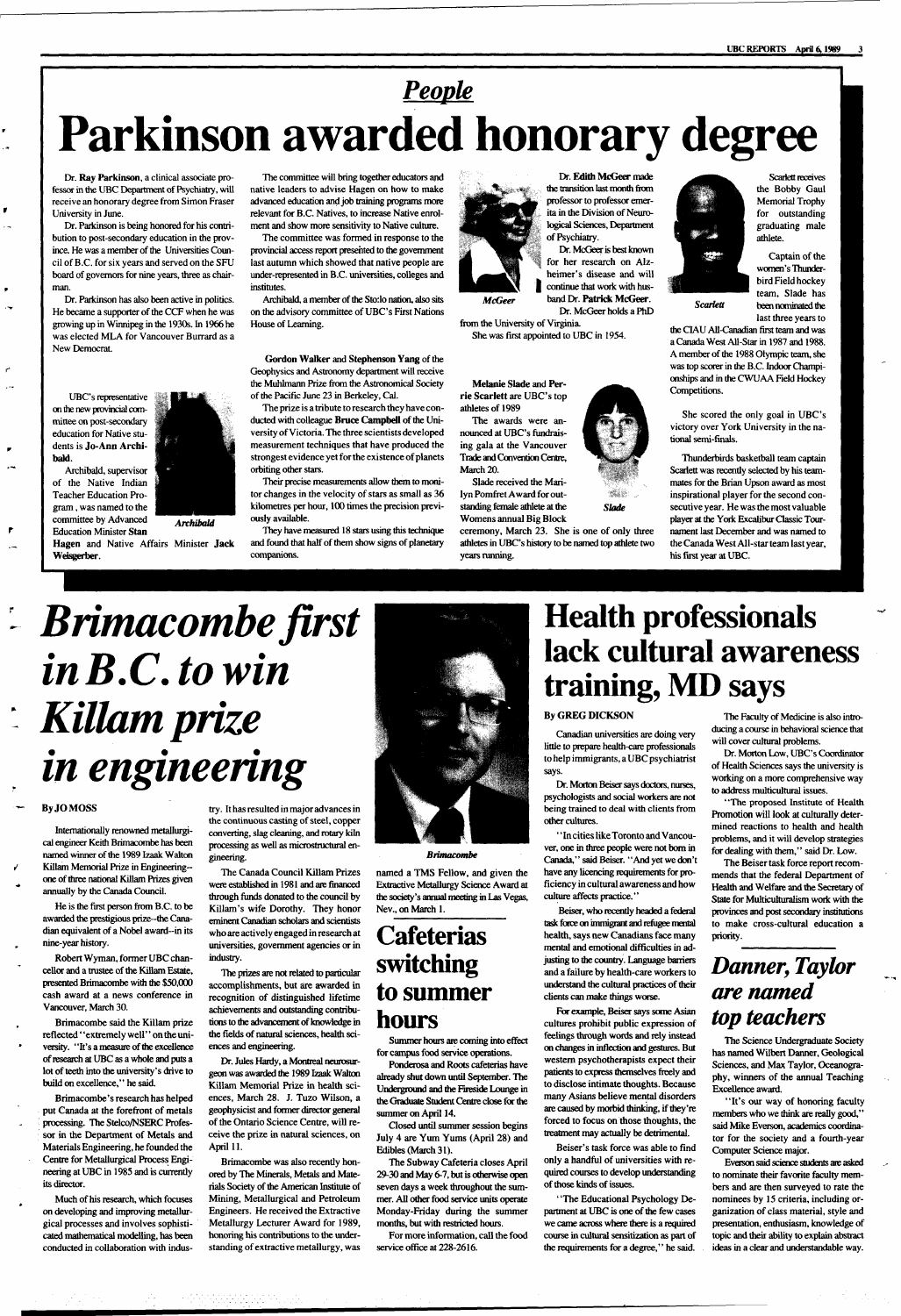## *People*

# Parkinson awarded honorary degree

Dr. **Ray Parkinson**, a clinical associate professor in the UBC Department of Psychiatry, will receive an honorary degree from Simon Fraser University in June.

Dr. Parkinson is being honored for his contribution to post-secondary education in the province. He was a member of the Universities Council of B.C. for six years and served on the SFU board of governors for nine years, three as chairman.

Dr. Parkinson has also been active in politics. He became a supporter of the CCF when he was growing up in Winnipeg in the 1930s. In 1966 he was elected MLA for Vancouver Burrard as a New Democrat.

UBC's representative on the new provincial committee on post-secondary education for Native students is **Jo-Ann Archibald**.

*Archibald*

Archibald, supervisor of the Native Indian Teacher Education Program, was named to the committee by Advanced Education Minister **Stan Hagen** and Native Affairs Minister **Jack Weisgerber**.

The committee will bring together educators and native leaders to advise Hagen on how to make advanced education and job training programs more relevant for B.C. Natives, to increase Native enrolment and show more sensitivity to Native culture.

The committee was formed in response to the provincial access report presented to the government last autumn which showed that native people are under-represented in B.C. universities, colleges and institutes.

Archibald, a member of the Sto:lo nation, also sits on the advisory committee of UBC's First Nations House of Learning.

**Gordon Walker** and **Stephenson Yang** of the Geophysics and Astronomy department will receive the Muhlmann Prize from the Astronomical Society of the Pacific June 23 in Berkeley, Cal.

The prize is a tribute to research they have conducted with colleague **Bruce Campbell** of the University of Victoria. The three scientists developed measurement techniques that have produced the strongest evidence yet for the existence of planets orbiting other stars.

Their precise measurements allow them to monitor changes in the velocity of stars as small as 36 kilometres per hour, 100 times the precision previously available.

They have measured 18 stars using this technique and found that half of them show signs of planetary companions.

*McGeer*

Dr. **Edith McGeer** made the transition last month from professor to professor emerita in the Division of Neurological Sciences, Department of Psychiatry.

Dr. McGeer is best known for her research on Alzheimer's disease and will continue that work with husband Dr. **Patrick McGeer**.

Dr. McGeer holds a PhD from the University of Virginia.

She was first appointed to UBC in 1954.

**Melanie Slade** and **Perrie Scarlett** are UBC's top athletes of 1989

The awards were announced at UBC's fundraising gala at the Vancouver Trade and Convention Centre, March 20.

*Slade*

Slade received the Marilyn Pomfret Award for outstanding female athlete at the Womens annual Big Block ceremony, March 23. She is one of only three athletes in UBC's history to be named top athlete two years running.

*Scarlett*

Scarlett receives the Bobby Gaul Memorial Trophy for outstanding graduating male athlete.

Captain of the women's Thunderbird Field hockey team, Slade has been nominated the last three years to the CIAU All-Canadian first team and was a Canada West All-Star in 1987 and 1988. A member of the 1988 Olympic team, she was top scorer in the B.C. Indoor Championships and in the CWUAA Field Hockey Competitions.

She scored the only goal in UBC's victory over York University in the national semi-finals.

Thunderbirds basketball team captain Scarlett was recently selected by his teammates for the Brian Upson award as most inspirational player for the second consecutive year. He was the most valuable player at the York Excalibur Classic Tournament last December and was named to the Canada West All-star team last year, his first year at UBC.

# *Brimacombe first in B.C. to win Killam prize in engineering*

By JO MOSS

Internationally renowned metallurgical engineer Keith Brimacombe has been named winner of the 1989 Izaak Walton Killam Memorial Prize in Engineering--one of three national Killam Prizes given annually by the Canada Council.

He is the first person from B.C. to be awarded the prestigious prize--the Canadian equivalent of a Nobel award--in its nine-year history.

Robert Wyman, former UBC chancellor and a trustee of the Killam Estate, presented Brimacombe with the $50,000 cash award at a news conference in Vancouver, March 30.

Brimacombe said the Killam prize reflected "extremely well" on the university. "It's a measure of the excellence of research at UBC as a whole and puts a lot of teeth into the university's drive to build on excellence," he said.

Brimacombe's research has helped put Canada at the forefront of metals processing. The Stelco/NSERC Professor in the Department of Metals and Materials Engineering, he founded the Centre for Metallurgical Process Engineering at UBC in 1985 and is currently its director.

Much of his research, which focuses on developing and improving metallurgical processes and involves sophisticated mathematical modelling, has been conducted in collaboration with industry. It has resulted in major advances in the continuous casting of steel, copper converting, slag cleaning, and rotary kiln processing as well as microstructural engineering.

The Canada Council Killam Prizes were established in 1981 and are financed through funds donated to the council by Killam's wife Dorothy. They honor eminent Canadian scholars and scientists who are actively engaged in research at universities, government agencies or in industry.

The prizes are not related to particular accomplishments, but are awarded in recognition of distinguished lifetime achievements and outstanding contributions to the advancement of knowledge in the fields of natural sciences, health sciences and engineering.

Dr. Jules Hardy, a Montreal neurosurgeon was awarded the 1989 Izaak Walton Killam Memorial Prize in health sciences, March 28. J. Tuzo Wilson, a geophysicist and former director general of the Ontario Science Centre, will receive the prize in natural sciences, on April 11.

Brimacombe was also recently honored by The Minerals, Metals and Materials Society of the American Institute of Mining, Metallurgical and Petroleum Engineers. He received the Extractive Metallurgy Lecturer Award for 1989, honoring his contributions to the understanding of extractive metallurgy, was named a TMS Fellow, and given the Extractive Metallurgy Science Award at the society's annual meeting in Las Vegas, Nev., on March 1.

*Brimacombe*

# Cafeterias switching to summer hours

Summer hours are coming into effect for campus food service operations.

Ponderosa and Roots cafeterias have already shut down until September. The Underground and the Fireside Lounge in the Graduate Student Centre close for the summer on April 14.

Closed until summer session begins July 4 are Yum Yums (April 28) and Edibles (March 31).

The Subway Cafeteria closes April 29-30 and May 6-7, but is otherwise open seven days a week throughout the summer. All other food service units operate Monday-Friday during the summer months, but with restricted hours.

For more information, call the food service office at 228-2616.

# Health professionals lack cultural awareness training, MD says

By GREG DICKSON

Canadian universities are doing very little to prepare health-care professionals to help immigrants, a UBC psychiatrist says.

Dr. Morton Beiser says doctors, nurses, psychologists and social workers are not being trained to deal with clients from other cultures.

"In cities like Toronto and Vancouver, one in three people were not born in Canada," said Beiser. "And yet we don't have any licencing requirements for proficiency in cultural awareness and how culture affects practice."

Beiser, who recently headed a federal task force on immigrant and refugee mental health, says new Canadians face many mental and emotional difficulties in adjusting to the country. Language barriers and a failure by health-care workers to understand the cultural practices of their clients can make things worse.

For example, Beiser says some Asian cultures prohibit public expression of feelings through words and rely instead on changes in inflection and gestures. But western psychotherapists expect their patients to express themselves freely and to disclose intimate thoughts. Because many Asians believe mental disorders are caused by morbid thinking, if they're forced to focus on those thoughts, the treatment may actually be detrimental.

Beiser's task force was able to find only a handful of universities with required courses to develop understanding of those kinds of issues.

"The Educational Psychology Department at UBC is one of the few cases we came across where there is a required course in cultural sensitization as part of the requirements for a degree," he said.

The Faculty of Medicine is also introducing a course in behavioral science that will cover cultural problems.

Dr. Morton Low, UBC's Coordinator of Health Sciences says the university is working on a more comprehensive way to address multicultural issues.

"The proposed Institute of Health Promotion will look at culturally determined reactions to health and health problems, and it will develop strategies for dealing with them," said Dr. Low.

The Beiser task force report recommends that the federal Department of Health and Welfare and the Secretary of State for Multiculturalism work with the provinces and post secondary institutions to make cross-cultural education a priority.

# *Danner, Taylor are named top teachers*

The Science Undergraduate Society has named Wilbert Danner, Geological Sciences, and Max Taylor, Oceanography, winners of the annual Teaching Excellence award.

"It's our way of honoring faculty members who we think are really good," said Mike Everson, academics coordinator for the society and a fourth-year Computer Science major.

Everson said science students are asked to nominate their favorite faculty members and are then surveyed to rate the nominees by 15 criteria, including organization of class material, style and presentation, enthusiasm, knowledge of topic and their ability to explain abstract ideas in a clear and understandable way.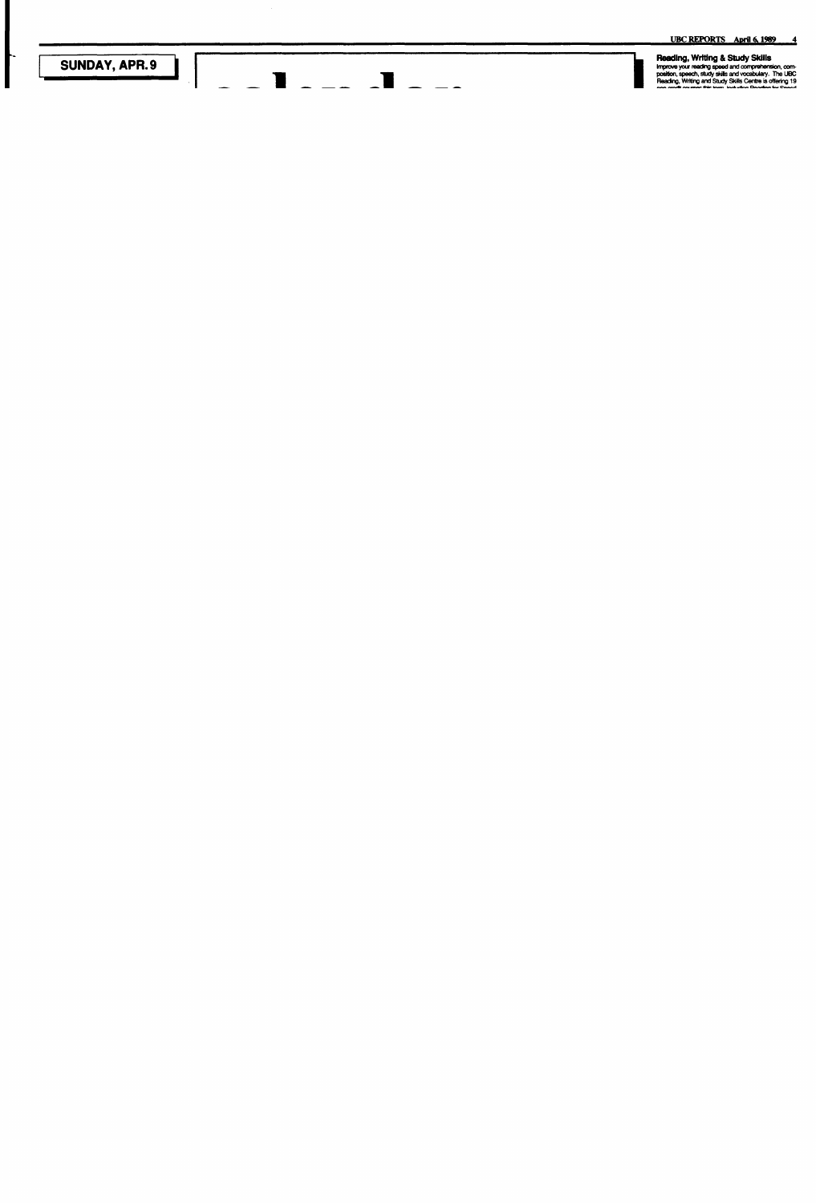SUNDAY, APR. 9

**Reading, Writing & Study Skills**

Improve your reading speed and comprehension, composition, speech, study skills and vocabulary. The UBC Reading, Writing and Study Skills Centre is offering 19